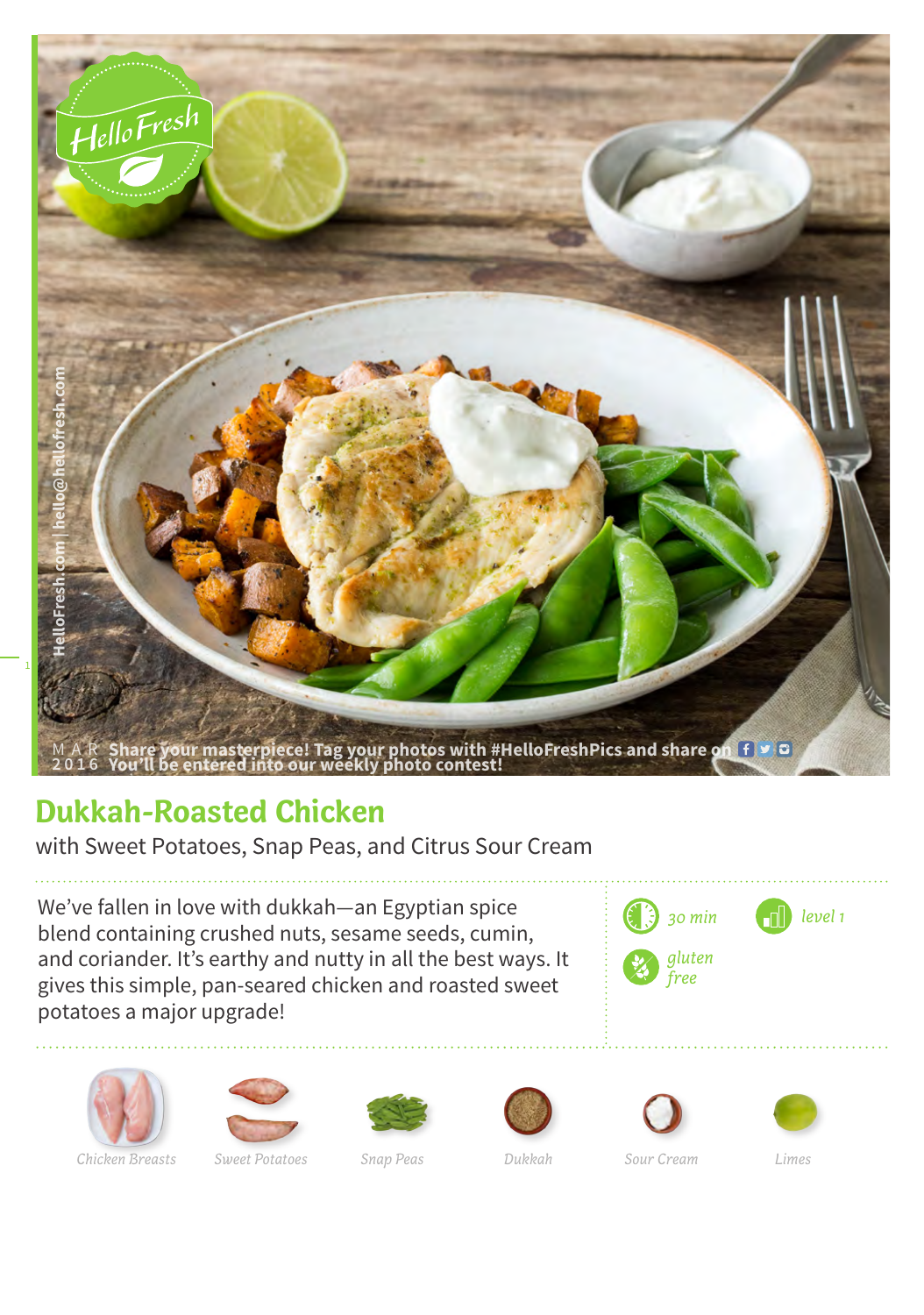# Dukkah-Roasted Chicken

with Sweet Potatoes, Snap Peas, and Citrus Sour Cream

We've fallen in love with dukkah—an Egyptian spice blend containing crushed nuts, sesame seeds, cumin, and coriander. It's earthy and nutty in all the best ways. It gives this simple, pan-seared chicken and roasted sweet potatoes a major upgrade!

*30 min*

*level 1*

*gluten free*

Chicken Breasts | Sweet Potatoes | Snap Peas | Dukkah | Sour Cream | Limes

MAR 2016 Share your masterpiece! Tag your photos with #HelloFreshPics and share on
You'll be entered into our weekly photo contest!

HelloFresh.com | hello@hellofresh.com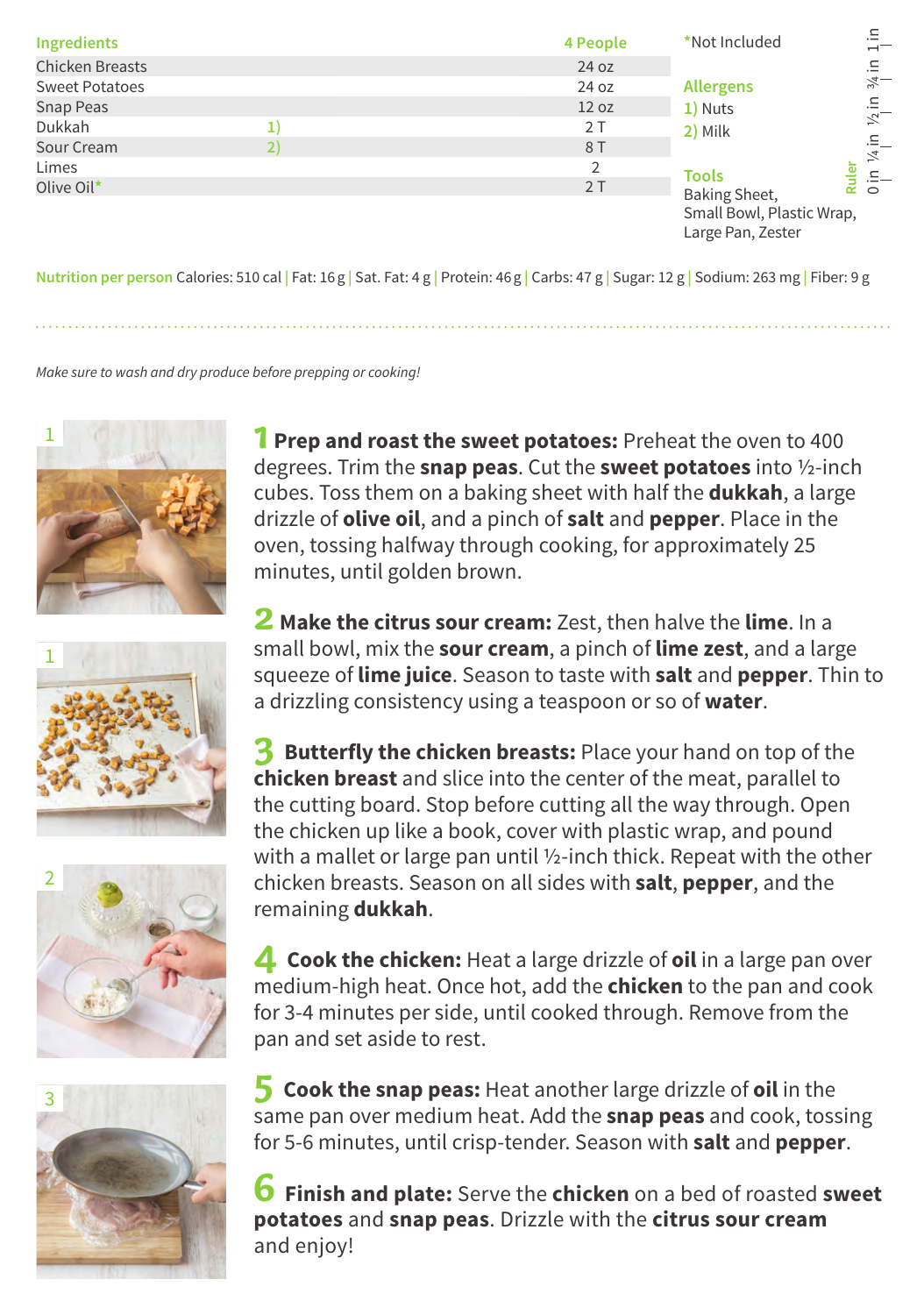| Ingredients | | 4 People |
| --- | --- | --- |
| Chicken Breasts | | 24 oz |
| Sweet Potatoes | | 24 oz |
| Snap Peas | | 12 oz |
| Dukkah | 1) | 2 T |
| Sour Cream | 2) | 8 T |
| Limes | | 2 |
| Olive Oil* | | 2 T |

*Not Included

**Allergens**
1) Nuts
2) Milk

**Tools**
Baking Sheet, Small Bowl, Plastic Wrap, Large Pan, Zester

Ruler
0 in ¼ in ½ in ¾ in 1 in

**Nutrition per person** Calories: 510 cal | Fat: 16 g | Sat. Fat: 4 g | Protein: 46 g | Carbs: 47 g | Sugar: 12 g | Sodium: 263 mg | Fiber: 9 g

*Make sure to wash and dry produce before prepping or cooking!*

1

1

2

3

**1 Prep and roast the sweet potatoes:** Preheat the oven to 400 degrees. Trim the **snap peas**. Cut the **sweet potatoes** into ½-inch cubes. Toss them on a baking sheet with half the **dukkah**, a large drizzle of **olive oil**, and a pinch of **salt** and **pepper**. Place in the oven, tossing halfway through cooking, for approximately 25 minutes, until golden brown.

**2 Make the citrus sour cream:** Zest, then halve the **lime**. In a small bowl, mix the **sour cream**, a pinch of **lime zest**, and a large squeeze of **lime juice**. Season to taste with **salt** and **pepper**. Thin to a drizzling consistency using a teaspoon or so of **water**.

**3 Butterfly the chicken breasts:** Place your hand on top of the **chicken breast** and slice into the center of the meat, parallel to the cutting board. Stop before cutting all the way through. Open the chicken up like a book, cover with plastic wrap, and pound with a mallet or large pan until ½-inch thick. Repeat with the other chicken breasts. Season on all sides with **salt**, **pepper**, and the remaining **dukkah**.

**4 Cook the chicken:** Heat a large drizzle of **oil** in a large pan over medium-high heat. Once hot, add the **chicken** to the pan and cook for 3-4 minutes per side, until cooked through. Remove from the pan and set aside to rest.

**5 Cook the snap peas:** Heat another large drizzle of **oil** in the same pan over medium heat. Add the **snap peas** and cook, tossing for 5-6 minutes, until crisp-tender. Season with **salt** and **pepper**.

**6 Finish and plate:** Serve the **chicken** on a bed of roasted **sweet potatoes** and **snap peas**. Drizzle with the **citrus sour cream** and enjoy!